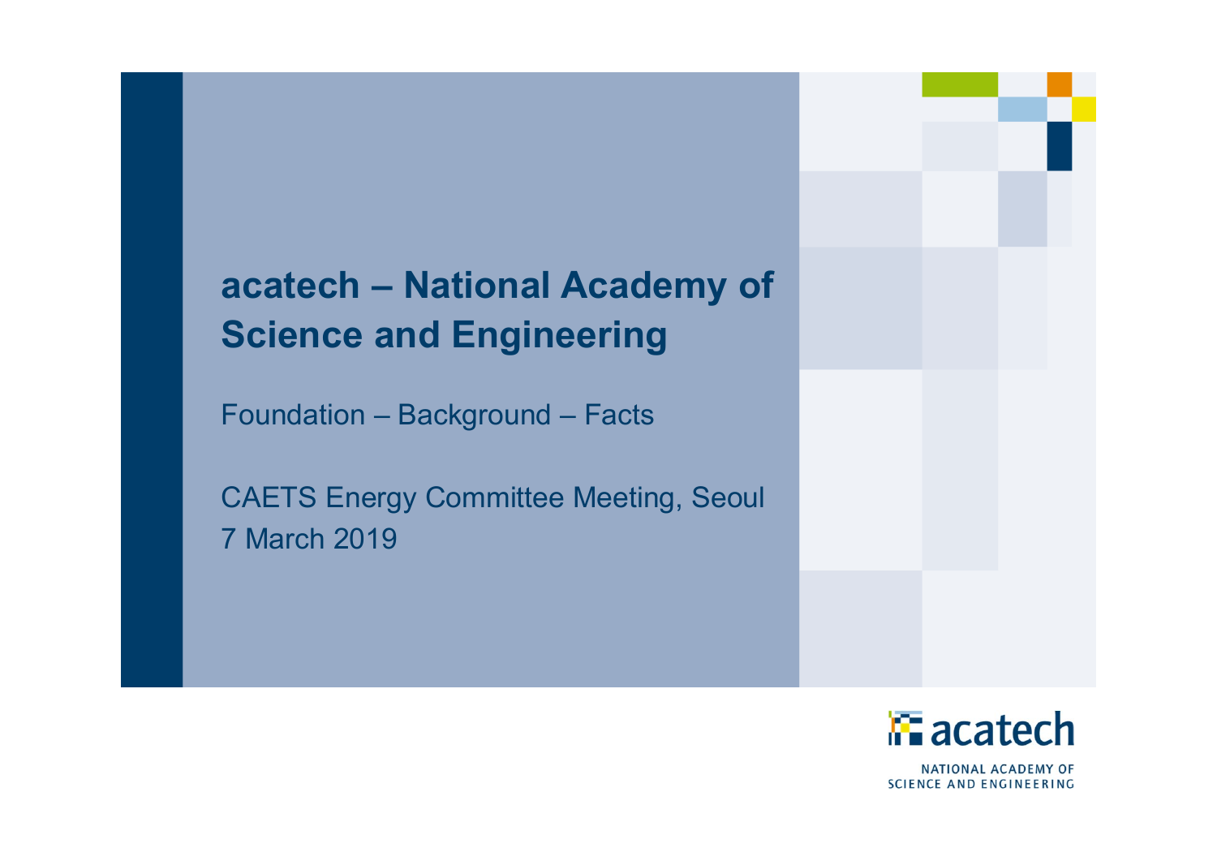# acatech – National Academy of Science and Engineering

Foundation – Background – Facts

CAETS Energy Committee Meeting, Seoul
7 March 2019

acatech
NATIONAL ACADEMY OF SCIENCE AND ENGINEERING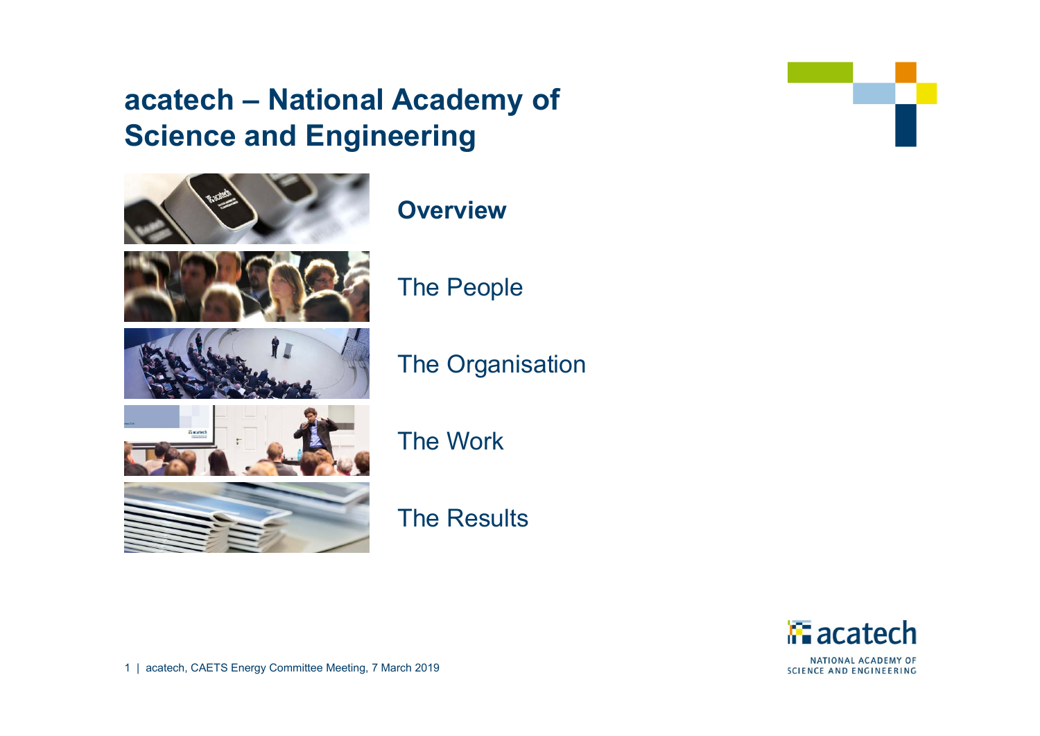# acatech – National Academy of Science and Engineering

**Overview**

The People

The Organisation

The Work

The Results

acatech, CAETS Energy Committee Meeting, 7 March 2019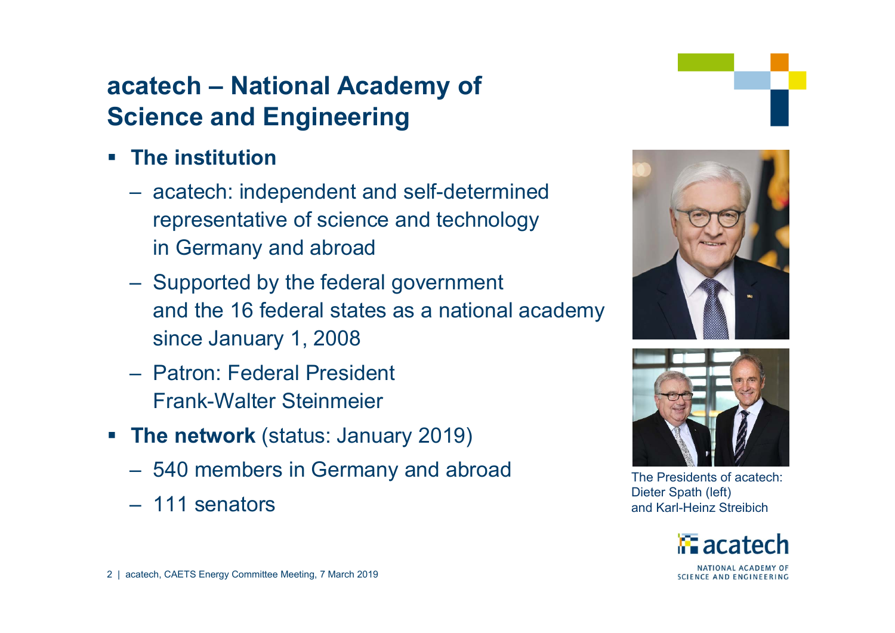# acatech – National Academy of Science and Engineering

- **The institution**
  - acatech: independent and self-determined representative of science and technology in Germany and abroad
  - Supported by the federal government and the 16 federal states as a national academy since January 1, 2008
  - Patron: Federal President Frank-Walter Steinmeier
- **The network** (status: January 2019)
  - 540 members in Germany and abroad
  - 111 senators

The Presidents of acatech: Dieter Spath (left) and Karl-Heinz Streibich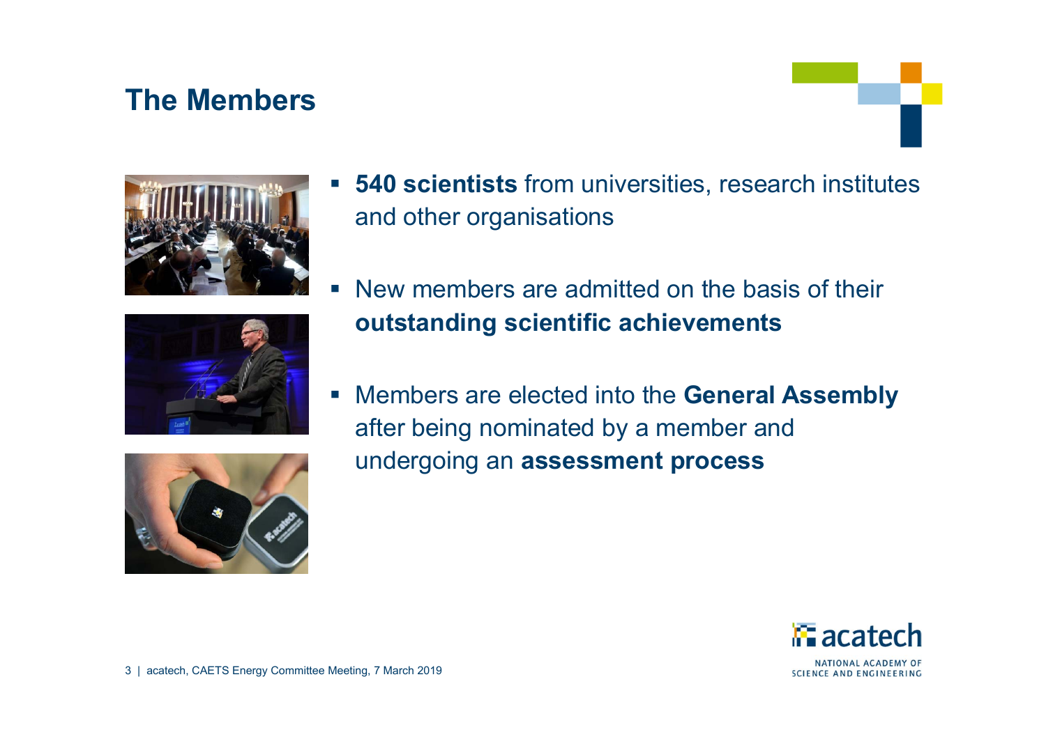# The Members

- **540 scientists** from universities, research institutes and other organisations
- New members are admitted on the basis of their **outstanding scientific achievements**
- Members are elected into the **General Assembly** after being nominated by a member and undergoing an **assessment process**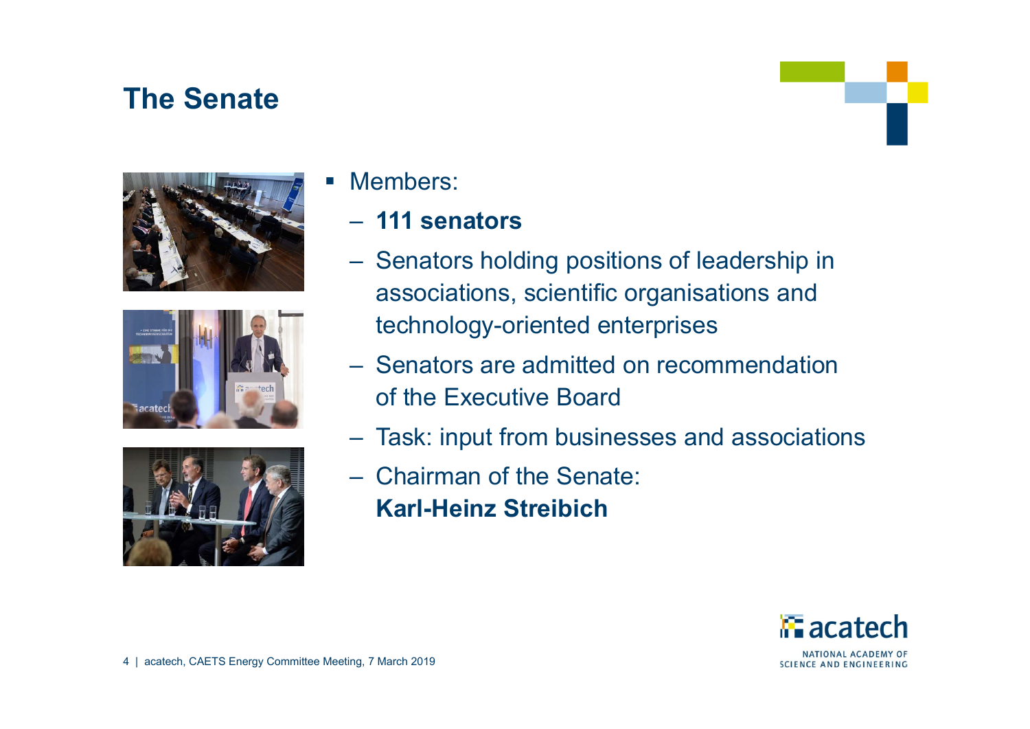# The Senate

- Members:
  - **111 senators**
  - Senators holding positions of leadership in associations, scientific organisations and technology-oriented enterprises
  - Senators are admitted on recommendation of the Executive Board
  - Task: input from businesses and associations
  - Chairman of the Senate: **Karl-Heinz Streibich**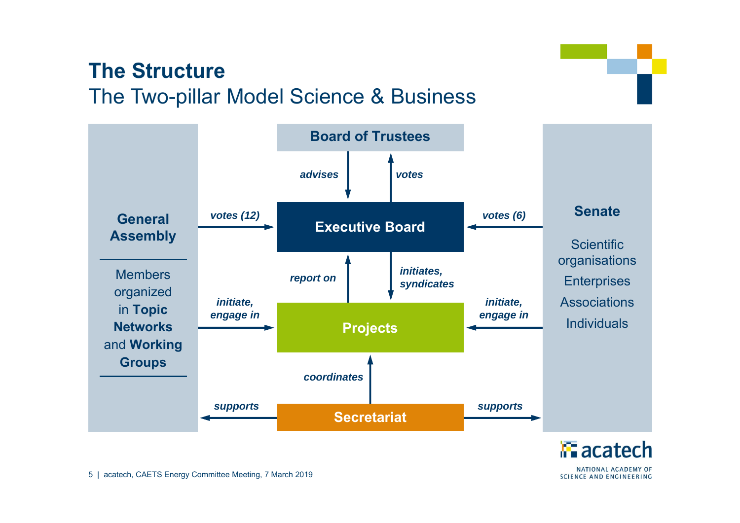# The Structure

## The Two-pillar Model Science & Business

**Board of Trustees**

*advises* / *votes*

**General Assembly**

Members organized in **Topic Networks** and **Working Groups**

*votes (12)*

**Executive Board**

*votes (6)*

**Senate**

Scientific organisations

Enterprises

Associations

Individuals

*report on*

*initiates, syndicates*

*initiate, engage in*

**Projects**

*initiate, engage in*

*coordinates*

*supports*

**Secretariat**

*supports*

acatech, CAETS Energy Committee Meeting, 7 March 2019

acatech NATIONAL ACADEMY OF SCIENCE AND ENGINEERING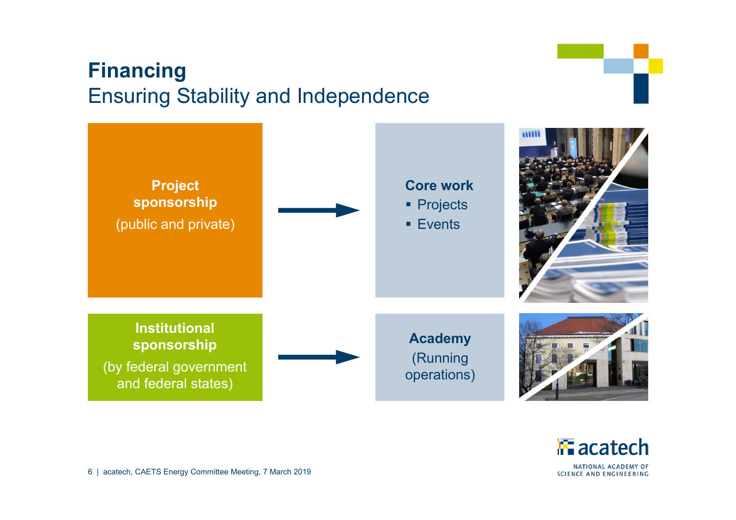# Financing

## Ensuring Stability and Independence

**Project sponsorship**
(public and private)

→

**Core work**
- Projects
- Events

**Institutional sponsorship**
(by federal government and federal states)

→

**Academy**
(Running operations)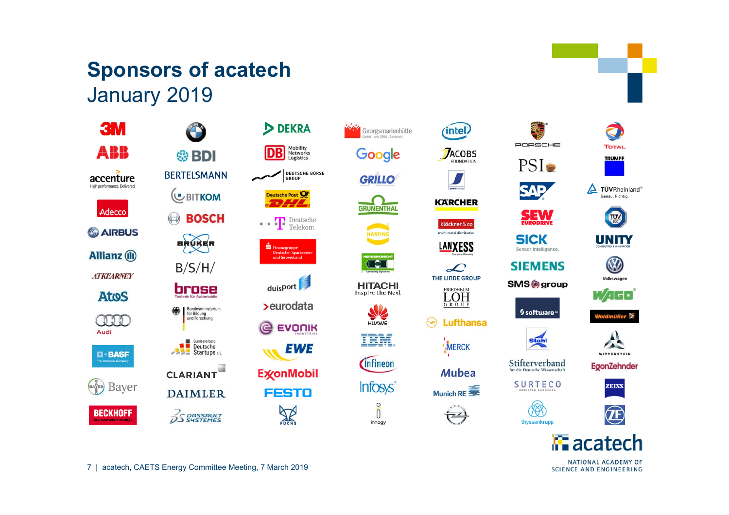# Sponsors of acatech

## January 2019

3M
ABB
accenture
Adecco
AIRBUS
Allianz
ATKEARNEY
Atos
Audi
BASF
Bayer
BECKHOFF
BMW
BDI
BERTELSMANN
BITKOM
BOSCH
BRÜKER
B/S/H/
brose
Bundesministerium für Bildung und Forschung
Bundesverband Deutsche Startups e.V.
CLARIANT
DAIMLER
DASSAULT SYSTEMES
DEKRA
DB Mobility Networks Logistics
DEUTSCHE BÖRSE GROUP
Deutsche Post DHL
Deutsche Telekom
Finanzgruppe Deutscher Sparkassen- und Giroverband
duisport
eurodata
EVONIK INDUSTRIES
EWE
ExxonMobil
FESTO
FUCHS
Georgsmarienhütte
Google
GRILLO
GRÜNENTHAL
HARTING
HERRENKNECHT
HITACHI Inspire the Next
HUAWEI
IBM
infineon
Infosys
innogy
intel
JACOBS FOUNDATION
JENOPTIK
KÄRCHER
klöckner & co
LANXESS
THE LINDE GROUP
FRIEDHELM LOH GROUP
Lufthansa
MERCK
Mubea
Munich RE
Opel
PORSCHE
PSI
SAP
SEW EURODRIVE
SICK Sensor Intelligence.
SIEMENS
SMS group
software AG
Stahl
Stifterverband für die Deutsche Wissenschaft
SURTECO
thyssenkrupp
TOTAL
TRUMPF
TÜVRheinland Genau. Richtig.
TÜV SÜD
UNITY
Volkswagen
WAGO
Weidmüller
WITTENSTEIN
EgonZehnder
ZEISS
ZF

acatech
NATIONAL ACADEMY OF SCIENCE AND ENGINEERING

acatech, CAETS Energy Committee Meeting, 7 March 2019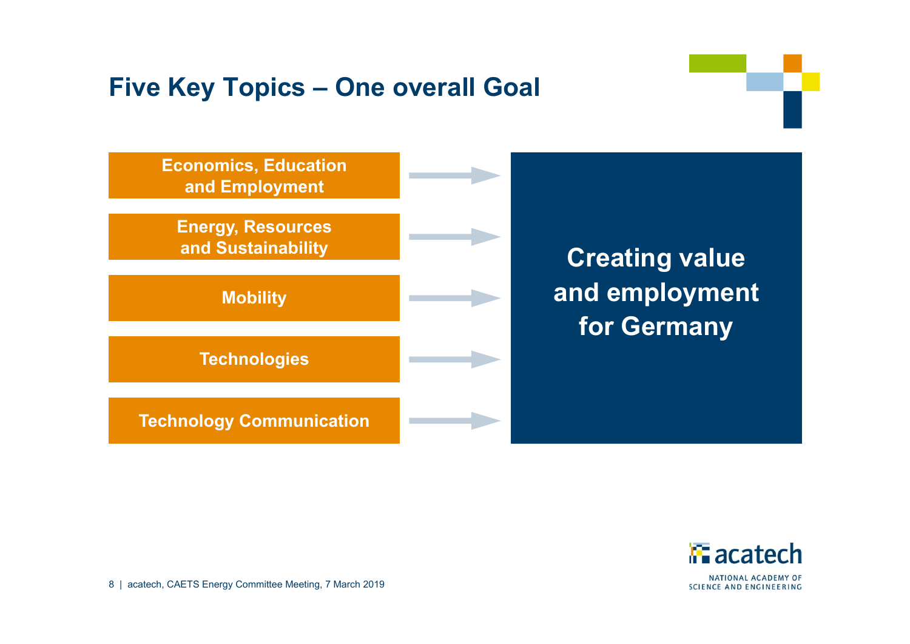# Five Key Topics – One overall Goal

- **Economics, Education and Employment**
- **Energy, Resources and Sustainability**
- **Mobility**
- **Technologies**
- **Technology Communication**

→ **Creating value and employment for Germany**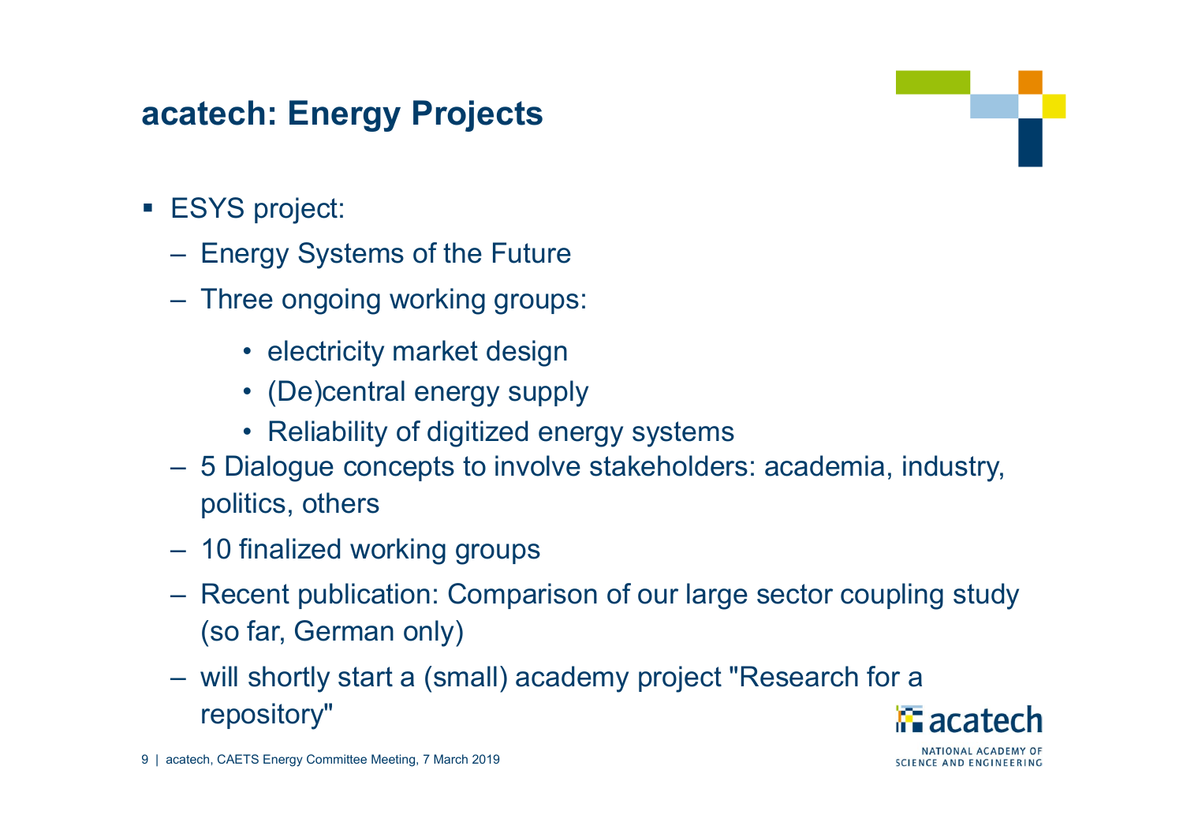# acatech: Energy Projects

- ESYS project:
  - Energy Systems of the Future
  - Three ongoing working groups:
    - electricity market design
    - (De)central energy supply
    - Reliability of digitized energy systems
  - 5 Dialogue concepts to involve stakeholders: academia, industry, politics, others
  - 10 finalized working groups
  - Recent publication: Comparison of our large sector coupling study (so far, German only)
  - will shortly start a (small) academy project "Research for a repository"